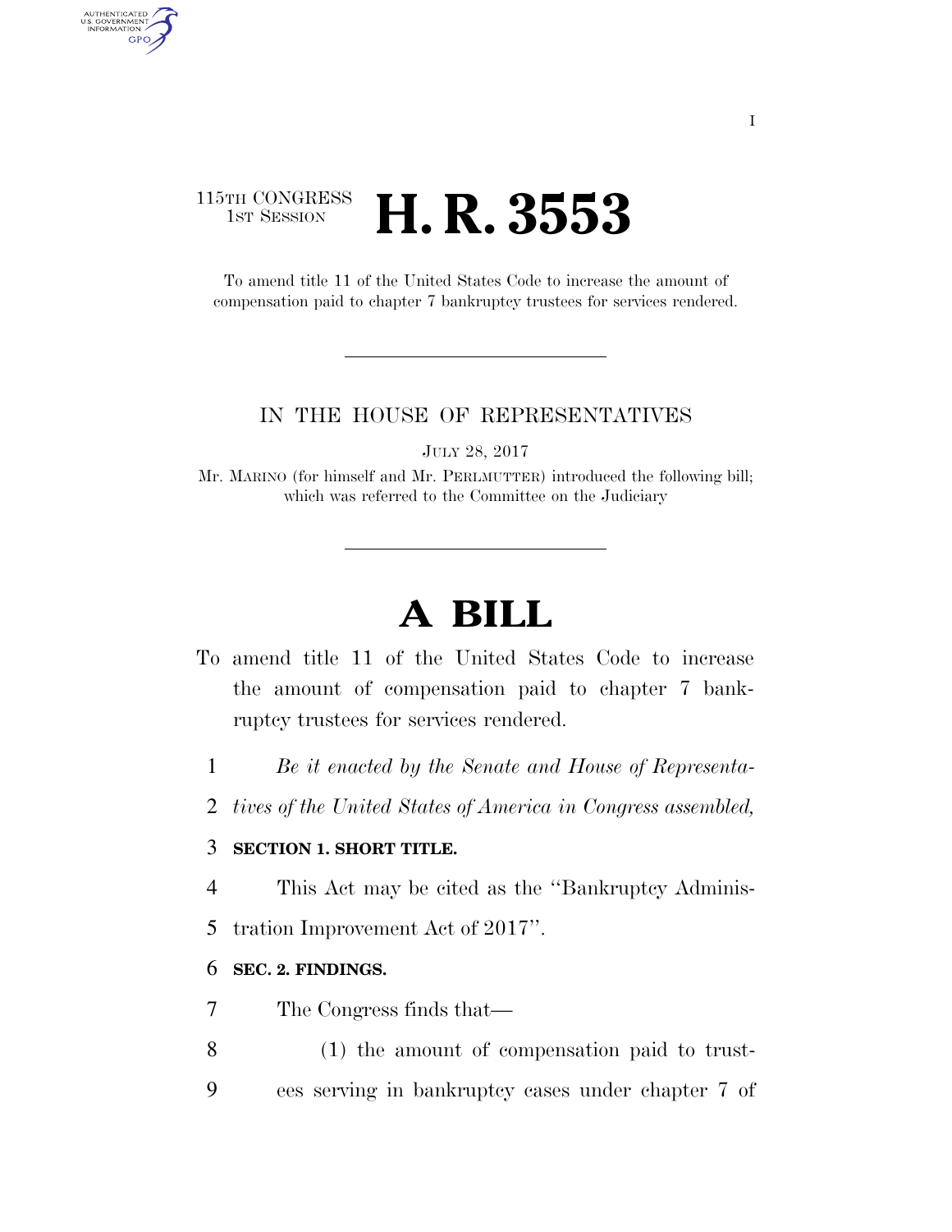115TH CONGRESS
1ST SESSION

# H. R. 3553

To amend title 11 of the United States Code to increase the amount of compensation paid to chapter 7 bankruptcy trustees for services rendered.

IN THE HOUSE OF REPRESENTATIVES

JULY 28, 2017

Mr. MARINO (for himself and Mr. PERLMUTTER) introduced the following bill; which was referred to the Committee on the Judiciary

# A BILL

To amend title 11 of the United States Code to increase the amount of compensation paid to chapter 7 bankruptcy trustees for services rendered.

1 *Be it enacted by the Senate and House of Representa-*
2 *tives of the United States of America in Congress assembled,*

3 **SECTION 1. SHORT TITLE.**

4 This Act may be cited as the "Bankruptcy Adminis-
5 tration Improvement Act of 2017".

6 **SEC. 2. FINDINGS.**

7 The Congress finds that—

8 (1) the amount of compensation paid to trust-
9 ees serving in bankruptcy cases under chapter 7 of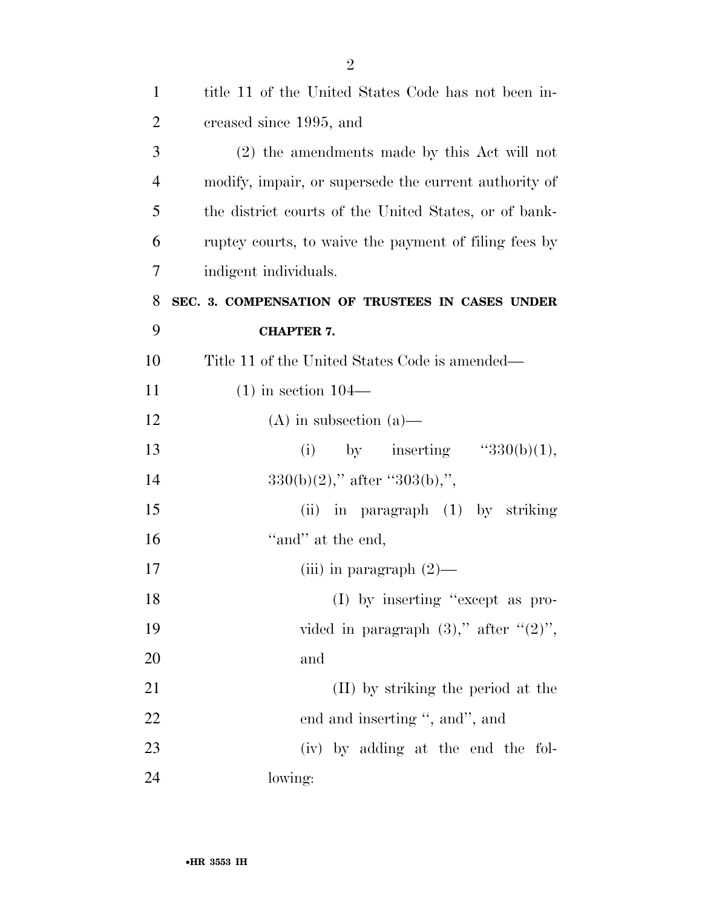title 11 of the United States Code has not been increased since 1995, and

(2) the amendments made by this Act will not modify, impair, or supersede the current authority of the district courts of the United States, or of bankruptcy courts, to waive the payment of filing fees by indigent individuals.

**SEC. 3. COMPENSATION OF TRUSTEES IN CASES UNDER CHAPTER 7.**

Title 11 of the United States Code is amended—

(1) in section 104—

(A) in subsection (a)—

(i) by inserting "330(b)(1), 330(b)(2)," after "303(b),",

(ii) in paragraph (1) by striking "and" at the end,

(iii) in paragraph (2)—

(I) by inserting "except as provided in paragraph (3)," after "(2)", and

(II) by striking the period at the end and inserting ", and", and

(iv) by adding at the end the following: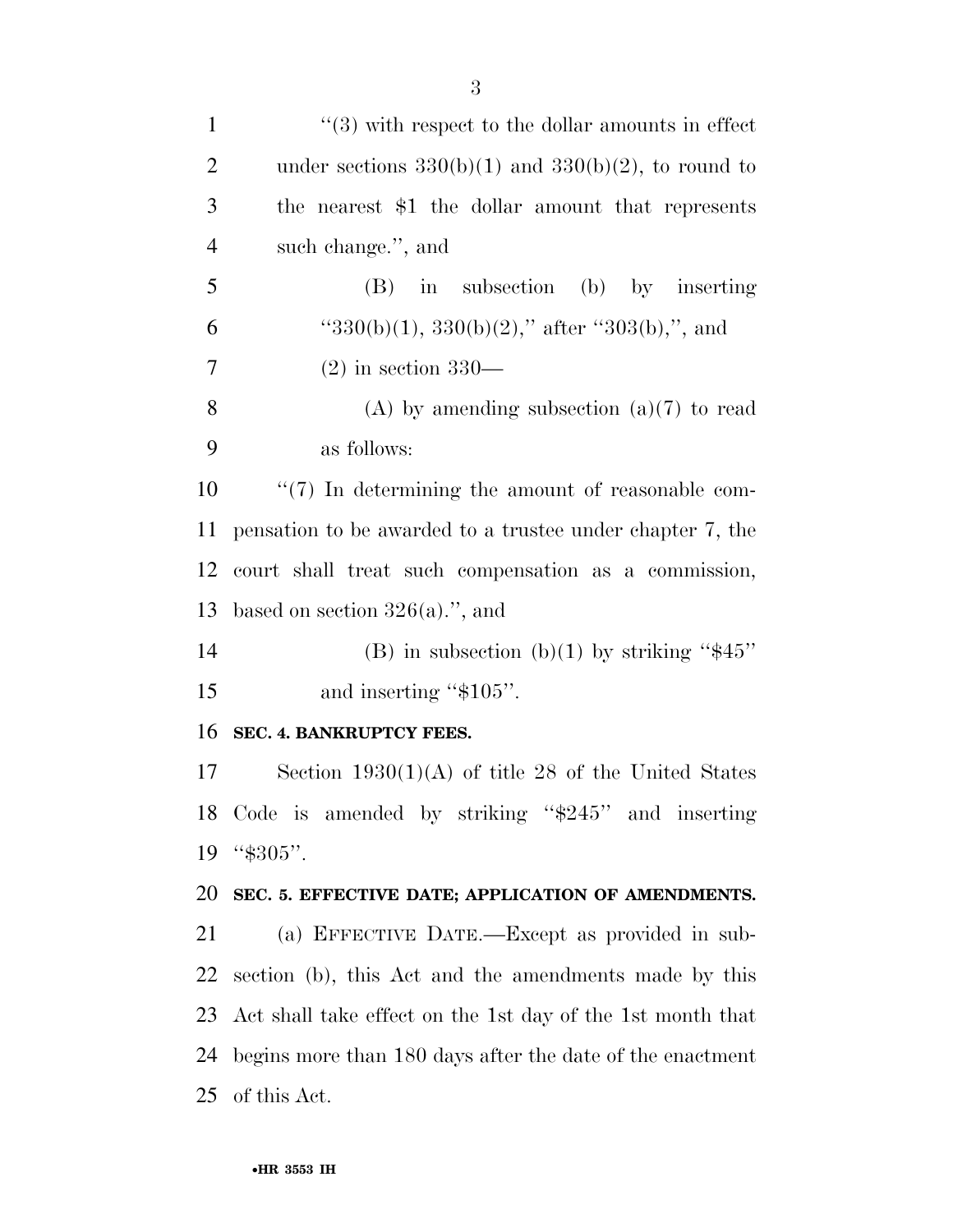"(3) with respect to the dollar amounts in effect under sections 330(b)(1) and 330(b)(2), to round to the nearest $1 the dollar amount that represents such change.", and

(B) in subsection (b) by inserting "330(b)(1), 330(b)(2)," after "303(b),", and

(2) in section 330—

(A) by amending subsection (a)(7) to read as follows:

"(7) In determining the amount of reasonable compensation to be awarded to a trustee under chapter 7, the court shall treat such compensation as a commission, based on section 326(a).", and

(B) in subsection (b)(1) by striking "$45" and inserting "$105".

**SEC. 4. BANKRUPTCY FEES.**

Section 1930(1)(A) of title 28 of the United States Code is amended by striking "$245" and inserting "$305".

**SEC. 5. EFFECTIVE DATE; APPLICATION OF AMENDMENTS.**

(a) EFFECTIVE DATE.—Except as provided in subsection (b), this Act and the amendments made by this Act shall take effect on the 1st day of the 1st month that begins more than 180 days after the date of the enactment of this Act.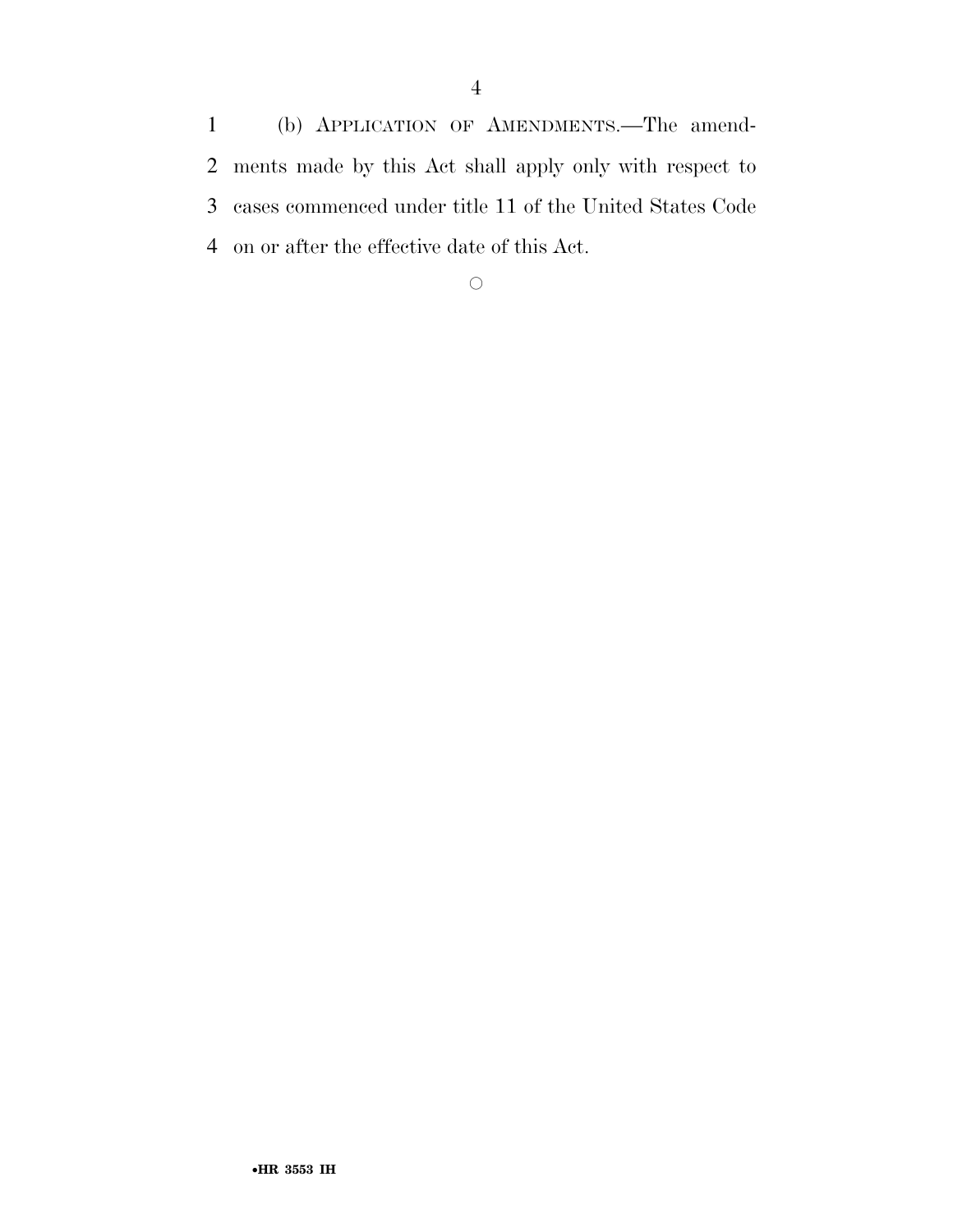(b) APPLICATION OF AMENDMENTS.—The amendments made by this Act shall apply only with respect to cases commenced under title 11 of the United States Code on or after the effective date of this Act.

○